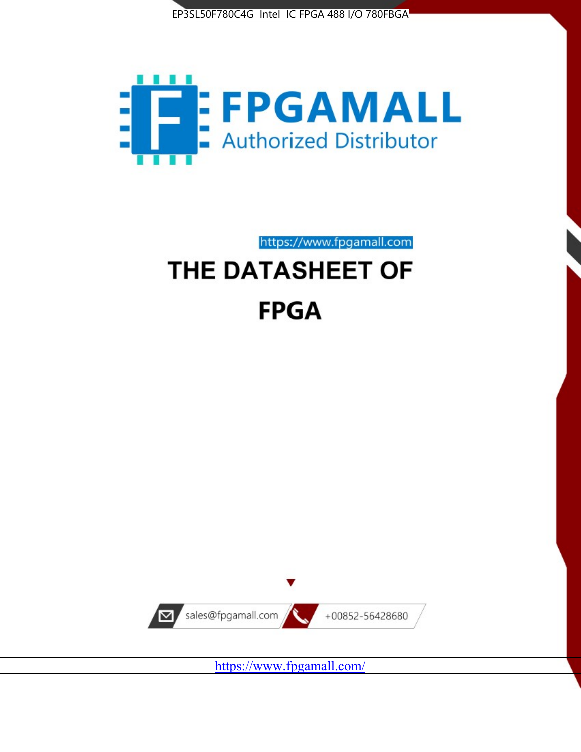EP3SL50F780C4G Intel IC FPGA 488 I/O 780FBGA

FPGAMALL

Authorized Distributor

https://www.fpgamall.com

# THE DATASHEET OF

# FPGA

sales@fpgamall.com

+00852-56428680

https://www.fpgamall.com/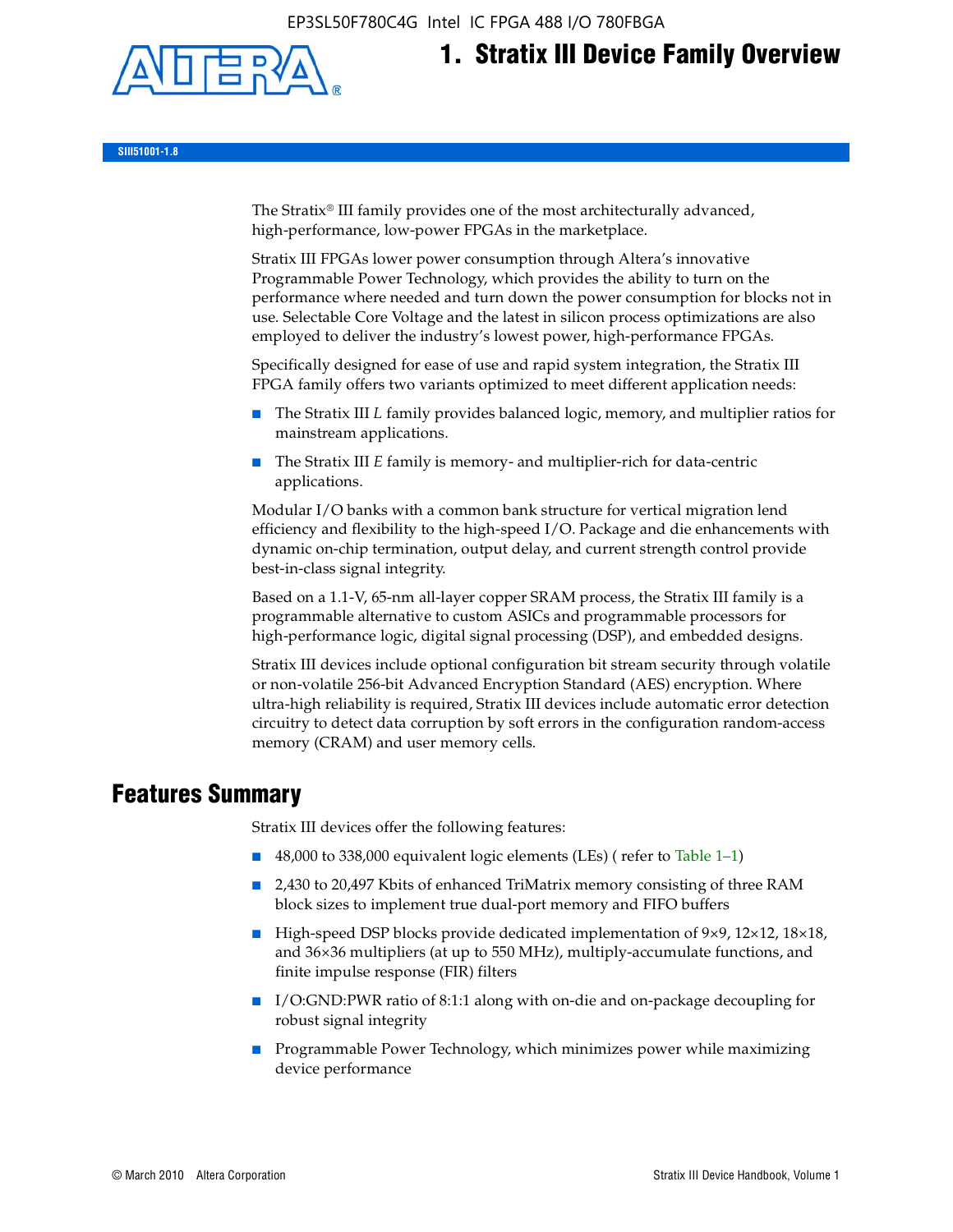# 1. Stratix III Device Family Overview

SIII51001-1.8

The Stratix® III family provides one of the most architecturally advanced, high-performance, low-power FPGAs in the marketplace.

Stratix III FPGAs lower power consumption through Altera's innovative Programmable Power Technology, which provides the ability to turn on the performance where needed and turn down the power consumption for blocks not in use. Selectable Core Voltage and the latest in silicon process optimizations are also employed to deliver the industry's lowest power, high-performance FPGAs.

Specifically designed for ease of use and rapid system integration, the Stratix III FPGA family offers two variants optimized to meet different application needs:

- The Stratix III *L* family provides balanced logic, memory, and multiplier ratios for mainstream applications.
- The Stratix III *E* family is memory- and multiplier-rich for data-centric applications.

Modular I/O banks with a common bank structure for vertical migration lend efficiency and flexibility to the high-speed I/O. Package and die enhancements with dynamic on-chip termination, output delay, and current strength control provide best-in-class signal integrity.

Based on a 1.1-V, 65-nm all-layer copper SRAM process, the Stratix III family is a programmable alternative to custom ASICs and programmable processors for high-performance logic, digital signal processing (DSP), and embedded designs.

Stratix III devices include optional configuration bit stream security through volatile or non-volatile 256-bit Advanced Encryption Standard (AES) encryption. Where ultra-high reliability is required, Stratix III devices include automatic error detection circuitry to detect data corruption by soft errors in the configuration random-access memory (CRAM) and user memory cells.

## Features Summary

Stratix III devices offer the following features:

- 48,000 to 338,000 equivalent logic elements (LEs) ( refer to Table 1–1)
- 2,430 to 20,497 Kbits of enhanced TriMatrix memory consisting of three RAM block sizes to implement true dual-port memory and FIFO buffers
- High-speed DSP blocks provide dedicated implementation of 9×9, 12×12, 18×18, and 36×36 multipliers (at up to 550 MHz), multiply-accumulate functions, and finite impulse response (FIR) filters
- I/O:GND:PWR ratio of 8:1:1 along with on-die and on-package decoupling for robust signal integrity
- Programmable Power Technology, which minimizes power while maximizing device performance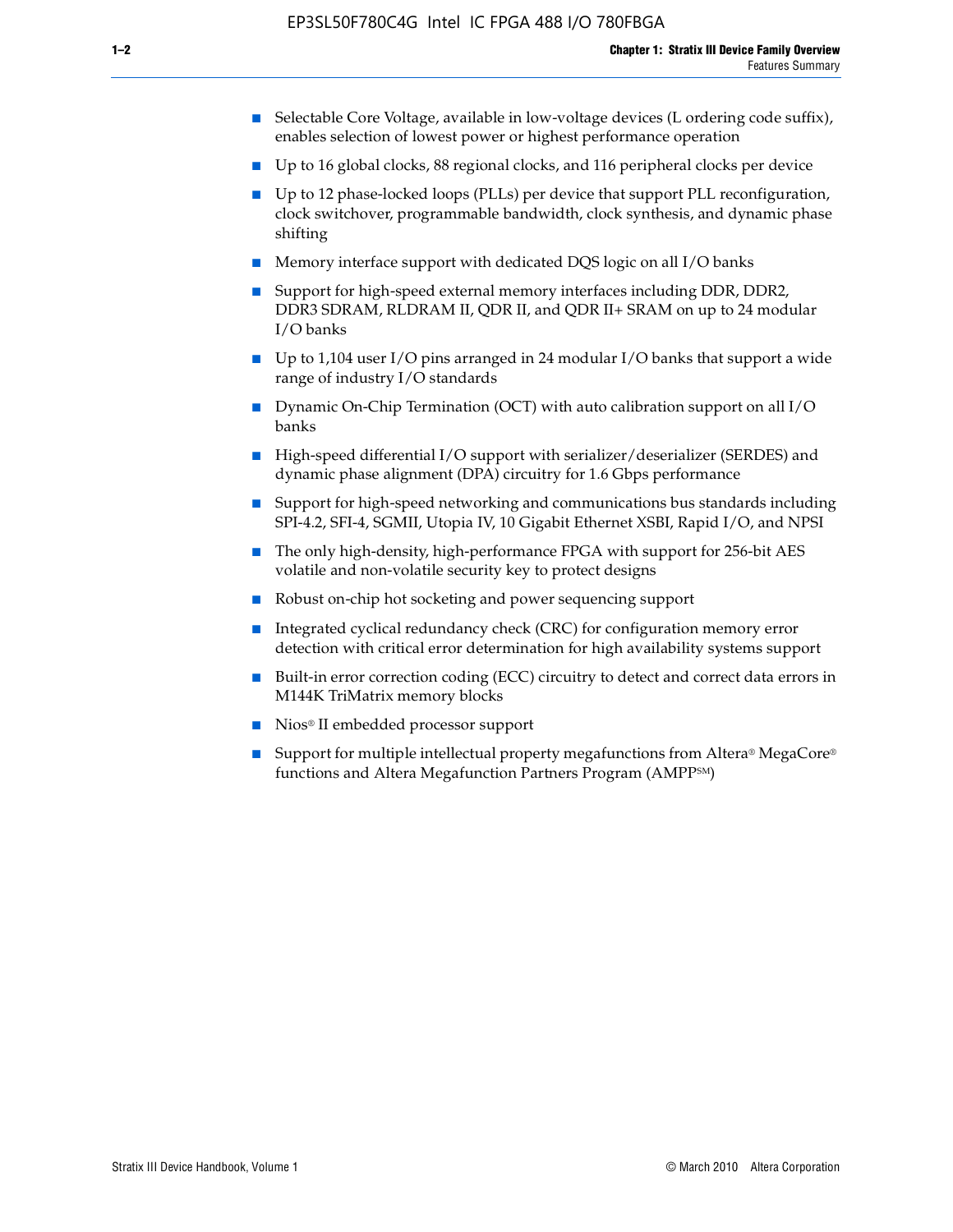- Selectable Core Voltage, available in low-voltage devices (L ordering code suffix), enables selection of lowest power or highest performance operation
- Up to 16 global clocks, 88 regional clocks, and 116 peripheral clocks per device
- Up to 12 phase-locked loops (PLLs) per device that support PLL reconfiguration, clock switchover, programmable bandwidth, clock synthesis, and dynamic phase shifting
- Memory interface support with dedicated DQS logic on all I/O banks
- Support for high-speed external memory interfaces including DDR, DDR2, DDR3 SDRAM, RLDRAM II, QDR II, and QDR II+ SRAM on up to 24 modular I/O banks
- Up to 1,104 user I/O pins arranged in 24 modular I/O banks that support a wide range of industry I/O standards
- Dynamic On-Chip Termination (OCT) with auto calibration support on all I/O banks
- High-speed differential I/O support with serializer/deserializer (SERDES) and dynamic phase alignment (DPA) circuitry for 1.6 Gbps performance
- Support for high-speed networking and communications bus standards including SPI-4.2, SFI-4, SGMII, Utopia IV, 10 Gigabit Ethernet XSBI, Rapid I/O, and NPSI
- The only high-density, high-performance FPGA with support for 256-bit AES volatile and non-volatile security key to protect designs
- Robust on-chip hot socketing and power sequencing support
- Integrated cyclical redundancy check (CRC) for configuration memory error detection with critical error determination for high availability systems support
- Built-in error correction coding (ECC) circuitry to detect and correct data errors in M144K TriMatrix memory blocks
- Nios® II embedded processor support
- Support for multiple intellectual property megafunctions from Altera® MegaCore® functions and Altera Megafunction Partners Program (AMPP℠)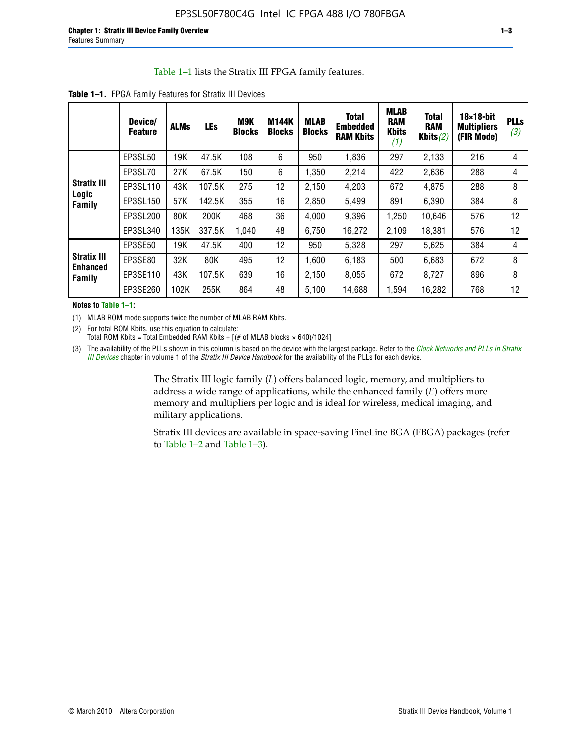Table 1–1 lists the Stratix III FPGA family features.

**Table 1–1.** FPGA Family Features for Stratix III Devices

| | Device/ Feature | ALMs | LEs | M9K Blocks | M144K Blocks | MLAB Blocks | Total Embedded RAM Kbits | MLAB RAM Kbits *(1)* | Total RAM Kbits *(2)* | 18×18-bit Multipliers (FIR Mode) | PLLs *(3)* |
|---|---|---|---|---|---|---|---|---|---|---|---|
| **Stratix III Logic Family** | EP3SL50 | 19K | 47.5K | 108 | 6 | 950 | 1,836 | 297 | 2,133 | 216 | 4 |
| | EP3SL70 | 27K | 67.5K | 150 | 6 | 1,350 | 2,214 | 422 | 2,636 | 288 | 4 |
| | EP3SL110 | 43K | 107.5K | 275 | 12 | 2,150 | 4,203 | 672 | 4,875 | 288 | 8 |
| | EP3SL150 | 57K | 142.5K | 355 | 16 | 2,850 | 5,499 | 891 | 6,390 | 384 | 8 |
| | EP3SL200 | 80K | 200K | 468 | 36 | 4,000 | 9,396 | 1,250 | 10,646 | 576 | 12 |
| | EP3SL340 | 135K | 337.5K | 1,040 | 48 | 6,750 | 16,272 | 2,109 | 18,381 | 576 | 12 |
| **Stratix III Enhanced Family** | EP3SE50 | 19K | 47.5K | 400 | 12 | 950 | 5,328 | 297 | 5,625 | 384 | 4 |
| | EP3SE80 | 32K | 80K | 495 | 12 | 1,600 | 6,183 | 500 | 6,683 | 672 | 8 |
| | EP3SE110 | 43K | 107.5K | 639 | 16 | 2,150 | 8,055 | 672 | 8,727 | 896 | 8 |
| | EP3SE260 | 102K | 255K | 864 | 48 | 5,100 | 14,688 | 1,594 | 16,282 | 768 | 12 |

**Notes to Table 1–1:**

(1) MLAB ROM mode supports twice the number of MLAB RAM Kbits.

(2) For total ROM Kbits, use this equation to calculate:
Total ROM Kbits = Total Embedded RAM Kbits + [(# of MLAB blocks × 640)/1024]

(3) The availability of the PLLs shown in this column is based on the device with the largest package. Refer to the *Clock Networks and PLLs in Stratix III Devices* chapter in volume 1 of the *Stratix III Device Handbook* for the availability of the PLLs for each device.

The Stratix III logic family (*L*) offers balanced logic, memory, and multipliers to address a wide range of applications, while the enhanced family (*E*) offers more memory and multipliers per logic and is ideal for wireless, medical imaging, and military applications.

Stratix III devices are available in space-saving FineLine BGA (FBGA) packages (refer to Table 1–2 and Table 1–3).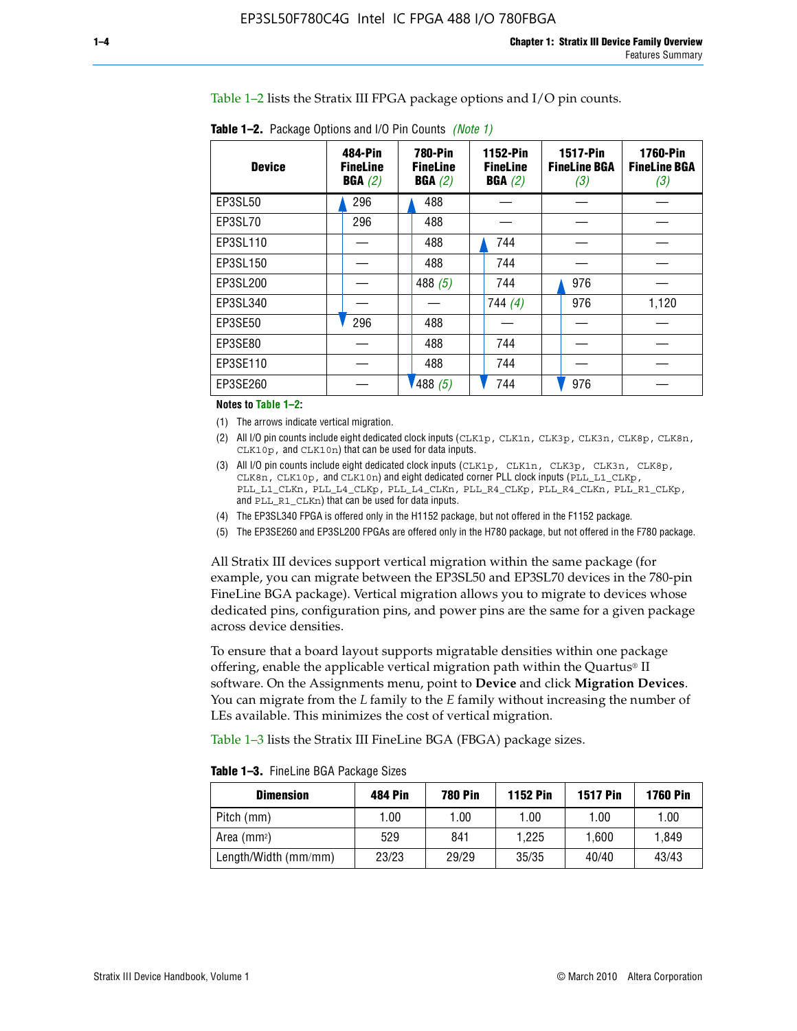Table 1–2 lists the Stratix III FPGA package options and I/O pin counts.

**Table 1–2.** Package Options and I/O Pin Counts *(Note 1)*

| Device | 484-Pin FineLine BGA *(2)* | 780-Pin FineLine BGA *(2)* | 1152-Pin FineLine BGA *(2)* | 1517-Pin FineLine BGA *(3)* | 1760-Pin FineLine BGA *(3)* |
|---|---|---|---|---|---|
| EP3SL50 | 296 | 488 | — | — | — |
| EP3SL70 | 296 | 488 | — | — | — |
| EP3SL110 | — | 488 | 744 | — | — |
| EP3SL150 | — | 488 | 744 | — | — |
| EP3SL200 | — | 488 *(5)* | 744 | 976 | — |
| EP3SL340 | — | — | 744 *(4)* | 976 | 1,120 |
| EP3SE50 | 296 | 488 | — | — | — |
| EP3SE80 | — | 488 | 744 | — | — |
| EP3SE110 | — | 488 | 744 | — | — |
| EP3SE260 | — | 488 *(5)* | 744 | 976 | — |

**Notes to Table 1–2:**

(1) The arrows indicate vertical migration.

(2) All I/O pin counts include eight dedicated clock inputs (CLK1p, CLK1n, CLK3p, CLK3n, CLK8p, CLK8n, CLK10p, and CLK10n) that can be used for data inputs.

(3) All I/O pin counts include eight dedicated clock inputs (CLK1p, CLK1n, CLK3p, CLK3n, CLK8p, CLK8n, CLK10p, and CLK10n) and eight dedicated corner PLL clock inputs (PLL_L1_CLKp, PLL_L1_CLKn, PLL_L4_CLKp, PLL_L4_CLKn, PLL_R4_CLKp, PLL_R4_CLKn, PLL_R1_CLKp, and PLL_R1_CLKn) that can be used for data inputs.

(4) The EP3SL340 FPGA is offered only in the H1152 package, but not offered in the F1152 package.

(5) The EP3SE260 and EP3SL200 FPGAs are offered only in the H780 package, but not offered in the F780 package.

All Stratix III devices support vertical migration within the same package (for example, you can migrate between the EP3SL50 and EP3SL70 devices in the 780-pin FineLine BGA package). Vertical migration allows you to migrate to devices whose dedicated pins, configuration pins, and power pins are the same for a given package across device densities.

To ensure that a board layout supports migratable densities within one package offering, enable the applicable vertical migration path within the Quartus® II software. On the Assignments menu, point to **Device** and click **Migration Devices**. You can migrate from the *L* family to the *E* family without increasing the number of LEs available. This minimizes the cost of vertical migration.

Table 1–3 lists the Stratix III FineLine BGA (FBGA) package sizes.

**Table 1–3.** FineLine BGA Package Sizes

| Dimension | 484 Pin | 780 Pin | 1152 Pin | 1517 Pin | 1760 Pin |
|---|---|---|---|---|---|
| Pitch (mm) | 1.00 | 1.00 | 1.00 | 1.00 | 1.00 |
| Area ($mm^2$) | 529 | 841 | 1,225 | 1,600 | 1,849 |
| Length/Width (mm/mm) | 23/23 | 29/29 | 35/35 | 40/40 | 43/43 |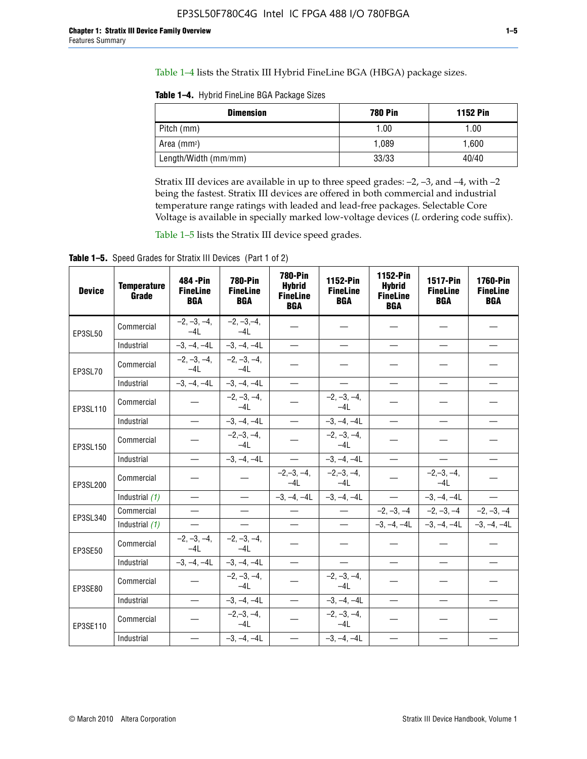Table 1–4 lists the Stratix III Hybrid FineLine BGA (HBGA) package sizes.

**Table 1–4.** Hybrid FineLine BGA Package Sizes

| Dimension | 780 Pin | 1152 Pin |
|---|---|---|
| Pitch (mm) | 1.00 | 1.00 |
| Area (mm$^2$) | 1,089 | 1,600 |
| Length/Width (mm/mm) | 33/33 | 40/40 |

Stratix III devices are available in up to three speed grades: –2, –3, and –4, with –2 being the fastest. Stratix III devices are offered in both commercial and industrial temperature range ratings with leaded and lead-free packages. Selectable Core Voltage is available in specially marked low-voltage devices (*L* ordering code suffix).

Table 1–5 lists the Stratix III device speed grades.

**Table 1–5.** Speed Grades for Stratix III Devices (Part 1 of 2)

| Device | Temperature Grade | 484 -Pin FineLine BGA | 780-Pin FineLine BGA | 780-Pin Hybrid FineLine BGA | 1152-Pin FineLine BGA | 1152-Pin Hybrid FineLine BGA | 1517-Pin FineLine BGA | 1760-Pin FineLine BGA |
|---|---|---|---|---|---|---|---|---|
| EP3SL50 | Commercial | –2, –3, –4, –4L | –2, –3,–4, –4L | — | — | — | — | — |
| | Industrial | –3, –4, –4L | –3, –4, –4L | — | — | — | — | — |
| EP3SL70 | Commercial | –2, –3, –4, –4L | –2, –3, –4, –4L | — | — | — | — | — |
| | Industrial | –3, –4, –4L | –3, –4, –4L | — | — | — | — | — |
| EP3SL110 | Commercial | — | –2, –3, –4, –4L | — | –2, –3, –4, –4L | — | — | — |
| | Industrial | — | –3, –4, –4L | — | –3, –4, –4L | — | — | — |
| EP3SL150 | Commercial | — | –2,–3, –4, –4L | — | –2, –3, –4, –4L | — | — | — |
| | Industrial | — | –3, –4, –4L | — | –3, –4, –4L | — | — | — |
| EP3SL200 | Commercial | — | — | –2,–3, –4, –4L | –2,–3, –4, –4L | — | –2,–3, –4, –4L | — |
| | Industrial *(1)* | — | — | –3, –4, –4L | –3, –4, –4L | — | –3, –4, –4L | — |
| EP3SL340 | Commercial | — | — | — | — | –2, –3, –4 | –2, –3, –4 | –2, –3, –4 |
| | Industrial *(1)* | — | — | — | — | –3, –4, –4L | –3, –4, –4L | –3, –4, –4L |
| EP3SE50 | Commercial | –2, –3, –4, –4L | –2, –3, –4, –4L | — | — | — | — | — |
| | Industrial | –3, –4, –4L | –3, –4, –4L | — | — | — | — | — |
| EP3SE80 | Commercial | — | –2, –3, –4, –4L | — | –2, –3, –4, –4L | — | — | — |
| | Industrial | — | –3, –4, –4L | — | –3, –4, –4L | — | — | — |
| EP3SE110 | Commercial | — | –2,–3, –4, –4L | — | –2, –3, –4, –4L | — | — | — |
| | Industrial | — | –3, –4, –4L | — | –3, –4, –4L | — | — | — |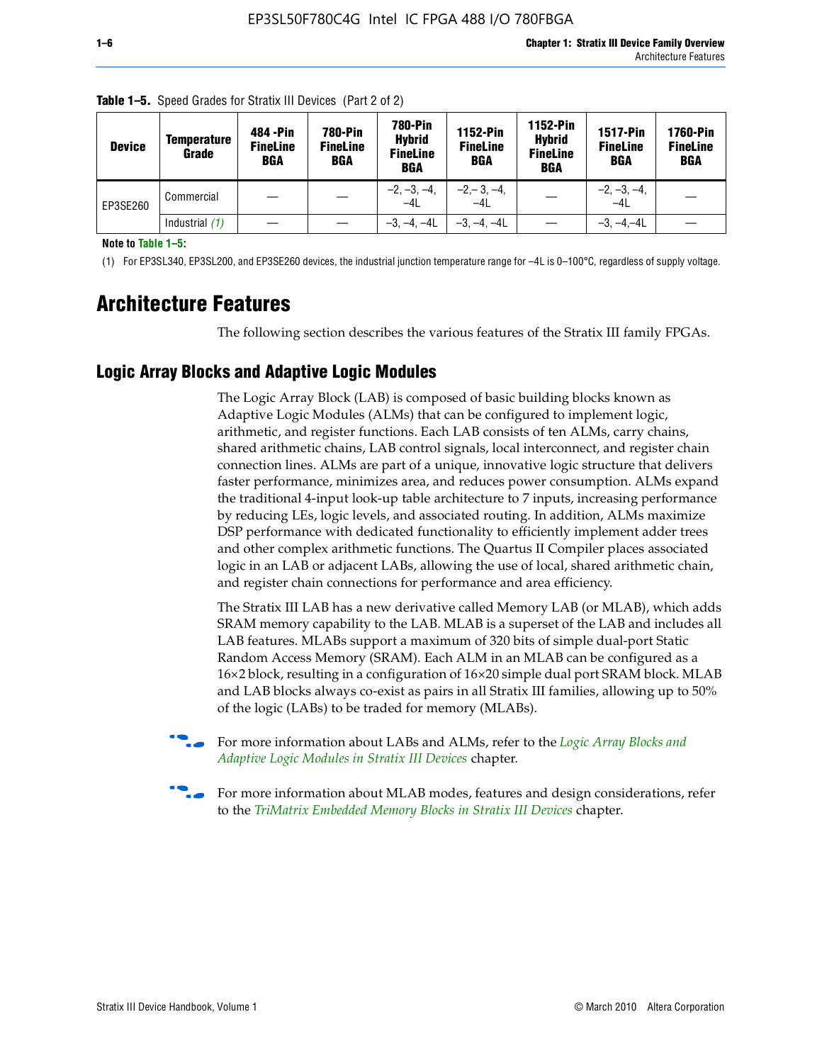**Table 1–5.** Speed Grades for Stratix III Devices (Part 2 of 2)

| Device | Temperature Grade | 484 -Pin FineLine BGA | 780-Pin FineLine BGA | 780-Pin Hybrid FineLine BGA | 1152-Pin FineLine BGA | 1152-Pin Hybrid FineLine BGA | 1517-Pin FineLine BGA | 1760-Pin FineLine BGA |
|---|---|---|---|---|---|---|---|---|
| EP3SE260 | Commercial | — | — | –2, –3, –4, –4L | –2,– 3, –4, –4L | — | –2, –3, –4, –4L | — |
| | Industrial *(1)* | — | — | –3, –4, –4L | –3, –4, –4L | — | –3, –4,–4L | — |

**Note to Table 1–5:**

(1) For EP3SL340, EP3SL200, and EP3SE260 devices, the industrial junction temperature range for –4L is 0–100°C, regardless of supply voltage.

# Architecture Features

The following section describes the various features of the Stratix III family FPGAs.

## Logic Array Blocks and Adaptive Logic Modules

The Logic Array Block (LAB) is composed of basic building blocks known as Adaptive Logic Modules (ALMs) that can be configured to implement logic, arithmetic, and register functions. Each LAB consists of ten ALMs, carry chains, shared arithmetic chains, LAB control signals, local interconnect, and register chain connection lines. ALMs are part of a unique, innovative logic structure that delivers faster performance, minimizes area, and reduces power consumption. ALMs expand the traditional 4-input look-up table architecture to 7 inputs, increasing performance by reducing LEs, logic levels, and associated routing. In addition, ALMs maximize DSP performance with dedicated functionality to efficiently implement adder trees and other complex arithmetic functions. The Quartus II Compiler places associated logic in an LAB or adjacent LABs, allowing the use of local, shared arithmetic chain, and register chain connections for performance and area efficiency.

The Stratix III LAB has a new derivative called Memory LAB (or MLAB), which adds SRAM memory capability to the LAB. MLAB is a superset of the LAB and includes all LAB features. MLABs support a maximum of 320 bits of simple dual-port Static Random Access Memory (SRAM). Each ALM in an MLAB can be configured as a 16×2 block, resulting in a configuration of 16×20 simple dual port SRAM block. MLAB and LAB blocks always co-exist as pairs in all Stratix III families, allowing up to 50% of the logic (LABs) to be traded for memory (MLABs).

For more information about LABs and ALMs, refer to the *Logic Array Blocks and Adaptive Logic Modules in Stratix III Devices* chapter.

For more information about MLAB modes, features and design considerations, refer to the *TriMatrix Embedded Memory Blocks in Stratix III Devices* chapter.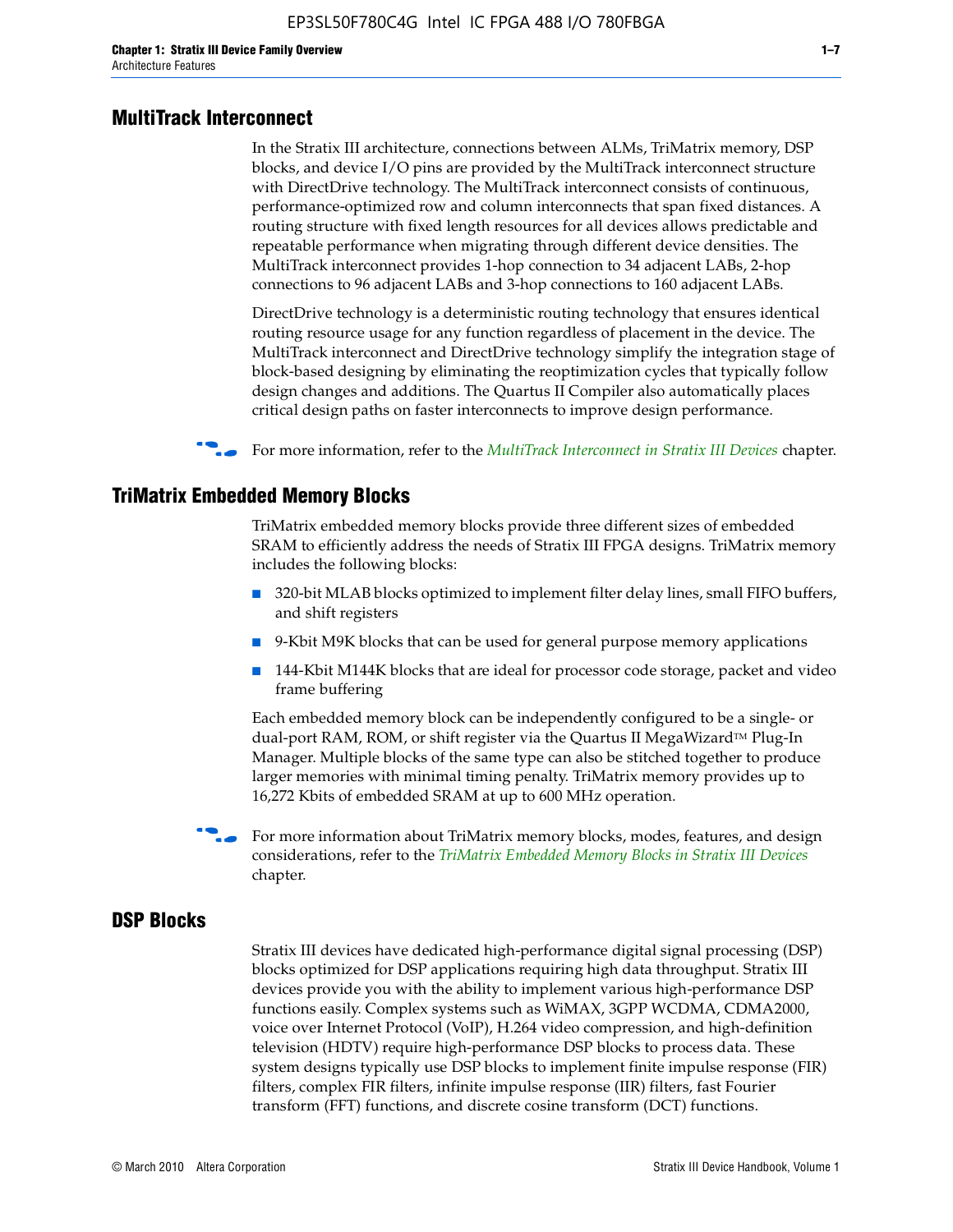## MultiTrack Interconnect

In the Stratix III architecture, connections between ALMs, TriMatrix memory, DSP blocks, and device I/O pins are provided by the MultiTrack interconnect structure with DirectDrive technology. The MultiTrack interconnect consists of continuous, performance-optimized row and column interconnects that span fixed distances. A routing structure with fixed length resources for all devices allows predictable and repeatable performance when migrating through different device densities. The MultiTrack interconnect provides 1-hop connection to 34 adjacent LABs, 2-hop connections to 96 adjacent LABs and 3-hop connections to 160 adjacent LABs.

DirectDrive technology is a deterministic routing technology that ensures identical routing resource usage for any function regardless of placement in the device. The MultiTrack interconnect and DirectDrive technology simplify the integration stage of block-based designing by eliminating the reoptimization cycles that typically follow design changes and additions. The Quartus II Compiler also automatically places critical design paths on faster interconnects to improve design performance.

For more information, refer to the *MultiTrack Interconnect in Stratix III Devices* chapter.

## TriMatrix Embedded Memory Blocks

TriMatrix embedded memory blocks provide three different sizes of embedded SRAM to efficiently address the needs of Stratix III FPGA designs. TriMatrix memory includes the following blocks:

- 320-bit MLAB blocks optimized to implement filter delay lines, small FIFO buffers, and shift registers
- 9-Kbit M9K blocks that can be used for general purpose memory applications
- 144-Kbit M144K blocks that are ideal for processor code storage, packet and video frame buffering

Each embedded memory block can be independently configured to be a single- or dual-port RAM, ROM, or shift register via the Quartus II MegaWizard™ Plug-In Manager. Multiple blocks of the same type can also be stitched together to produce larger memories with minimal timing penalty. TriMatrix memory provides up to 16,272 Kbits of embedded SRAM at up to 600 MHz operation.

For more information about TriMatrix memory blocks, modes, features, and design considerations, refer to the *TriMatrix Embedded Memory Blocks in Stratix III Devices* chapter.

## DSP Blocks

Stratix III devices have dedicated high-performance digital signal processing (DSP) blocks optimized for DSP applications requiring high data throughput. Stratix III devices provide you with the ability to implement various high-performance DSP functions easily. Complex systems such as WiMAX, 3GPP WCDMA, CDMA2000, voice over Internet Protocol (VoIP), H.264 video compression, and high-definition television (HDTV) require high-performance DSP blocks to process data. These system designs typically use DSP blocks to implement finite impulse response (FIR) filters, complex FIR filters, infinite impulse response (IIR) filters, fast Fourier transform (FFT) functions, and discrete cosine transform (DCT) functions.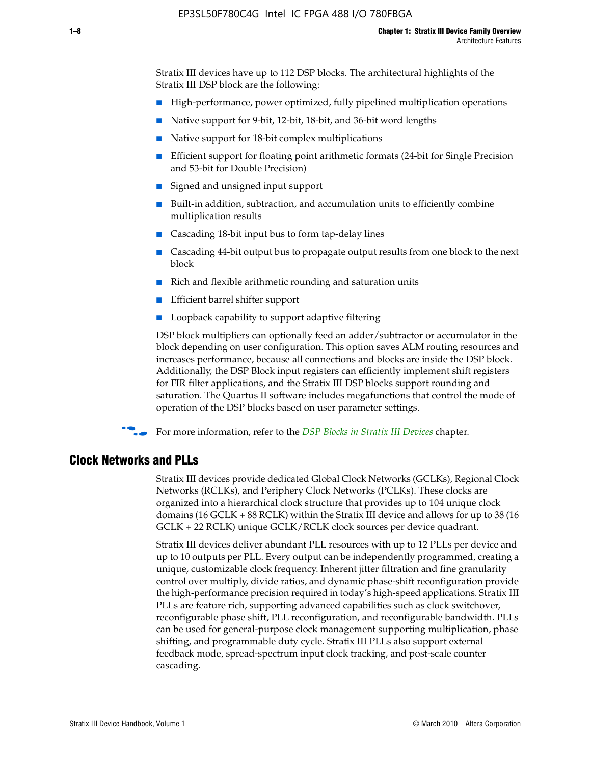Stratix III devices have up to 112 DSP blocks. The architectural highlights of the Stratix III DSP block are the following:

- High-performance, power optimized, fully pipelined multiplication operations
- Native support for 9-bit, 12-bit, 18-bit, and 36-bit word lengths
- Native support for 18-bit complex multiplications
- Efficient support for floating point arithmetic formats (24-bit for Single Precision and 53-bit for Double Precision)
- Signed and unsigned input support
- Built-in addition, subtraction, and accumulation units to efficiently combine multiplication results
- Cascading 18-bit input bus to form tap-delay lines
- Cascading 44-bit output bus to propagate output results from one block to the next block
- Rich and flexible arithmetic rounding and saturation units
- Efficient barrel shifter support
- Loopback capability to support adaptive filtering

DSP block multipliers can optionally feed an adder/subtractor or accumulator in the block depending on user configuration. This option saves ALM routing resources and increases performance, because all connections and blocks are inside the DSP block. Additionally, the DSP Block input registers can efficiently implement shift registers for FIR filter applications, and the Stratix III DSP blocks support rounding and saturation. The Quartus II software includes megafunctions that control the mode of operation of the DSP blocks based on user parameter settings.

For more information, refer to the *DSP Blocks in Stratix III Devices* chapter.

## Clock Networks and PLLs

Stratix III devices provide dedicated Global Clock Networks (GCLKs), Regional Clock Networks (RCLKs), and Periphery Clock Networks (PCLKs). These clocks are organized into a hierarchical clock structure that provides up to 104 unique clock domains (16 GCLK + 88 RCLK) within the Stratix III device and allows for up to 38 (16 GCLK + 22 RCLK) unique GCLK/RCLK clock sources per device quadrant.

Stratix III devices deliver abundant PLL resources with up to 12 PLLs per device and up to 10 outputs per PLL. Every output can be independently programmed, creating a unique, customizable clock frequency. Inherent jitter filtration and fine granularity control over multiply, divide ratios, and dynamic phase-shift reconfiguration provide the high-performance precision required in today's high-speed applications. Stratix III PLLs are feature rich, supporting advanced capabilities such as clock switchover, reconfigurable phase shift, PLL reconfiguration, and reconfigurable bandwidth. PLLs can be used for general-purpose clock management supporting multiplication, phase shifting, and programmable duty cycle. Stratix III PLLs also support external feedback mode, spread-spectrum input clock tracking, and post-scale counter cascading.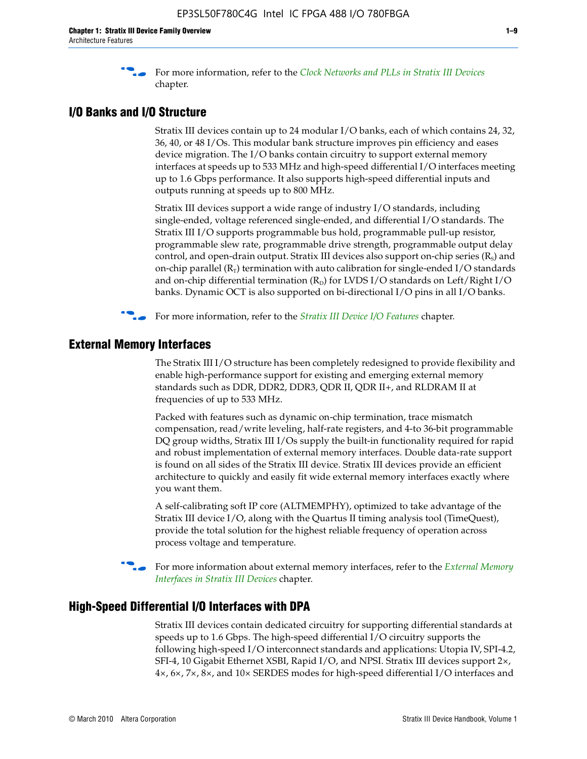For more information, refer to the *Clock Networks and PLLs in Stratix III Devices* chapter.

## I/O Banks and I/O Structure

Stratix III devices contain up to 24 modular I/O banks, each of which contains 24, 32, 36, 40, or 48 I/Os. This modular bank structure improves pin efficiency and eases device migration. The I/O banks contain circuitry to support external memory interfaces at speeds up to 533 MHz and high-speed differential I/O interfaces meeting up to 1.6 Gbps performance. It also supports high-speed differential inputs and outputs running at speeds up to 800 MHz.

Stratix III devices support a wide range of industry I/O standards, including single-ended, voltage referenced single-ended, and differential I/O standards. The Stratix III I/O supports programmable bus hold, programmable pull-up resistor, programmable slew rate, programmable drive strength, programmable output delay control, and open-drain output. Stratix III devices also support on-chip series ($R_S$) and on-chip parallel ($R_T$) termination with auto calibration for single-ended I/O standards and on-chip differential termination ($R_D$) for LVDS I/O standards on Left/Right I/O banks. Dynamic OCT is also supported on bi-directional I/O pins in all I/O banks.

For more information, refer to the *Stratix III Device I/O Features* chapter.

## External Memory Interfaces

The Stratix III I/O structure has been completely redesigned to provide flexibility and enable high-performance support for existing and emerging external memory standards such as DDR, DDR2, DDR3, QDR II, QDR II+, and RLDRAM II at frequencies of up to 533 MHz.

Packed with features such as dynamic on-chip termination, trace mismatch compensation, read/write leveling, half-rate registers, and 4-to 36-bit programmable DQ group widths, Stratix III I/Os supply the built-in functionality required for rapid and robust implementation of external memory interfaces. Double data-rate support is found on all sides of the Stratix III device. Stratix III devices provide an efficient architecture to quickly and easily fit wide external memory interfaces exactly where you want them.

A self-calibrating soft IP core (ALTMEMPHY), optimized to take advantage of the Stratix III device I/O, along with the Quartus II timing analysis tool (TimeQuest), provide the total solution for the highest reliable frequency of operation across process voltage and temperature.

For more information about external memory interfaces, refer to the *External Memory Interfaces in Stratix III Devices* chapter.

## High-Speed Differential I/O Interfaces with DPA

Stratix III devices contain dedicated circuitry for supporting differential standards at speeds up to 1.6 Gbps. The high-speed differential I/O circuitry supports the following high-speed I/O interconnect standards and applications: Utopia IV, SPI-4.2, SFI-4, 10 Gigabit Ethernet XSBI, Rapid I/O, and NPSI. Stratix III devices support 2×, 4×, 6×, 7×, 8×, and 10× SERDES modes for high-speed differential I/O interfaces and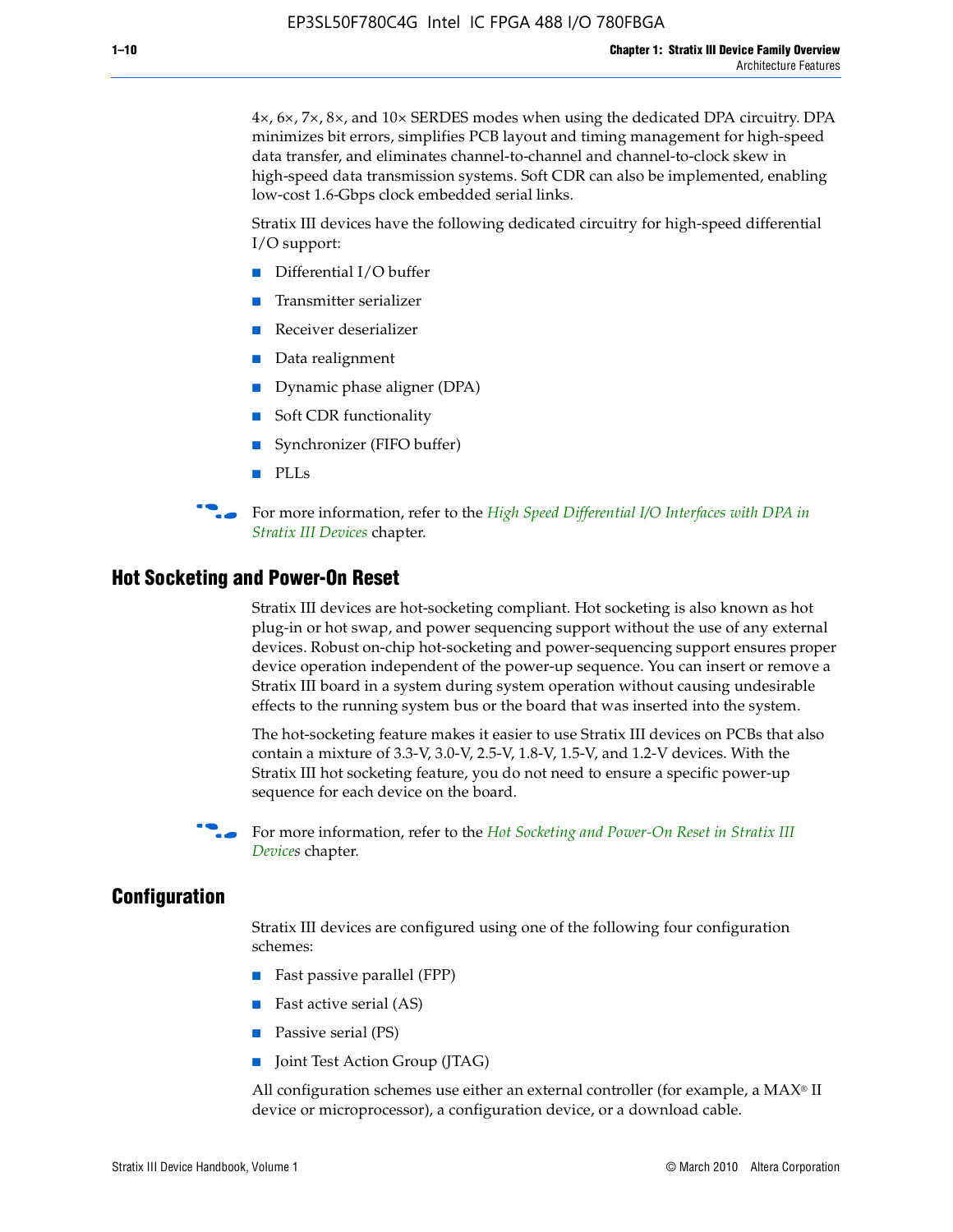4×, 6×, 7×, 8×, and 10× SERDES modes when using the dedicated DPA circuitry. DPA minimizes bit errors, simplifies PCB layout and timing management for high-speed data transfer, and eliminates channel-to-channel and channel-to-clock skew in high-speed data transmission systems. Soft CDR can also be implemented, enabling low-cost 1.6-Gbps clock embedded serial links.

Stratix III devices have the following dedicated circuitry for high-speed differential I/O support:

- Differential I/O buffer
- Transmitter serializer
- Receiver deserializer
- Data realignment
- Dynamic phase aligner (DPA)
- Soft CDR functionality
- Synchronizer (FIFO buffer)
- PLLs

For more information, refer to the *High Speed Differential I/O Interfaces with DPA in Stratix III Devices* chapter.

## Hot Socketing and Power-On Reset

Stratix III devices are hot-socketing compliant. Hot socketing is also known as hot plug-in or hot swap, and power sequencing support without the use of any external devices. Robust on-chip hot-socketing and power-sequencing support ensures proper device operation independent of the power-up sequence. You can insert or remove a Stratix III board in a system during system operation without causing undesirable effects to the running system bus or the board that was inserted into the system.

The hot-socketing feature makes it easier to use Stratix III devices on PCBs that also contain a mixture of 3.3-V, 3.0-V, 2.5-V, 1.8-V, 1.5-V, and 1.2-V devices. With the Stratix III hot socketing feature, you do not need to ensure a specific power-up sequence for each device on the board.

For more information, refer to the *Hot Socketing and Power-On Reset in Stratix III Devices* chapter.

## Configuration

Stratix III devices are configured using one of the following four configuration schemes:

- Fast passive parallel (FPP)
- Fast active serial (AS)
- Passive serial (PS)
- Joint Test Action Group (JTAG)

All configuration schemes use either an external controller (for example, a MAX® II device or microprocessor), a configuration device, or a download cable.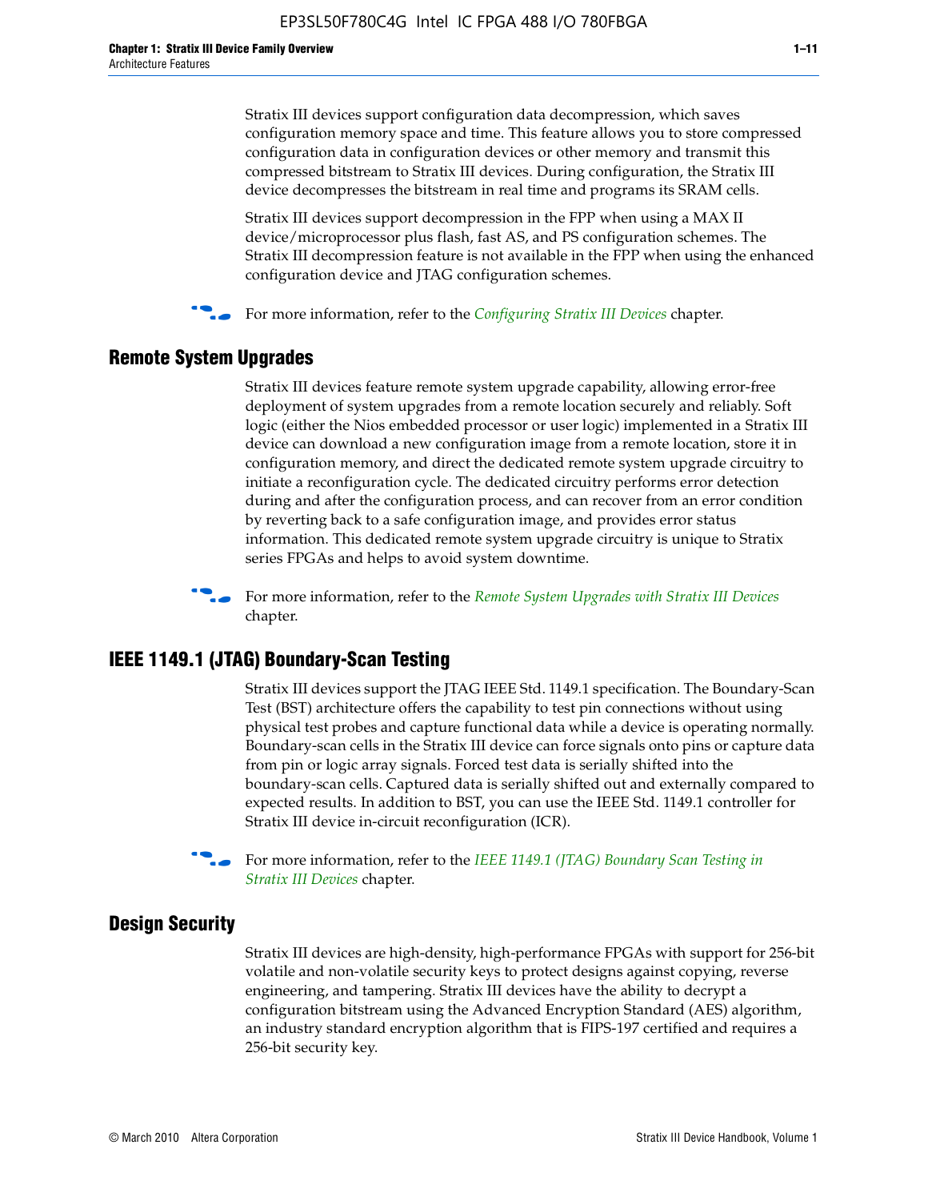Stratix III devices support configuration data decompression, which saves configuration memory space and time. This feature allows you to store compressed configuration data in configuration devices or other memory and transmit this compressed bitstream to Stratix III devices. During configuration, the Stratix III device decompresses the bitstream in real time and programs its SRAM cells.

Stratix III devices support decompression in the FPP when using a MAX II device/microprocessor plus flash, fast AS, and PS configuration schemes. The Stratix III decompression feature is not available in the FPP when using the enhanced configuration device and JTAG configuration schemes.

For more information, refer to the *Configuring Stratix III Devices* chapter.

## Remote System Upgrades

Stratix III devices feature remote system upgrade capability, allowing error-free deployment of system upgrades from a remote location securely and reliably. Soft logic (either the Nios embedded processor or user logic) implemented in a Stratix III device can download a new configuration image from a remote location, store it in configuration memory, and direct the dedicated remote system upgrade circuitry to initiate a reconfiguration cycle. The dedicated circuitry performs error detection during and after the configuration process, and can recover from an error condition by reverting back to a safe configuration image, and provides error status information. This dedicated remote system upgrade circuitry is unique to Stratix series FPGAs and helps to avoid system downtime.

For more information, refer to the *Remote System Upgrades with Stratix III Devices* chapter.

## IEEE 1149.1 (JTAG) Boundary-Scan Testing

Stratix III devices support the JTAG IEEE Std. 1149.1 specification. The Boundary-Scan Test (BST) architecture offers the capability to test pin connections without using physical test probes and capture functional data while a device is operating normally. Boundary-scan cells in the Stratix III device can force signals onto pins or capture data from pin or logic array signals. Forced test data is serially shifted into the boundary-scan cells. Captured data is serially shifted out and externally compared to expected results. In addition to BST, you can use the IEEE Std. 1149.1 controller for Stratix III device in-circuit reconfiguration (ICR).

For more information, refer to the *IEEE 1149.1 (JTAG) Boundary Scan Testing in Stratix III Devices* chapter.

## Design Security

Stratix III devices are high-density, high-performance FPGAs with support for 256-bit volatile and non-volatile security keys to protect designs against copying, reverse engineering, and tampering. Stratix III devices have the ability to decrypt a configuration bitstream using the Advanced Encryption Standard (AES) algorithm, an industry standard encryption algorithm that is FIPS-197 certified and requires a 256-bit security key.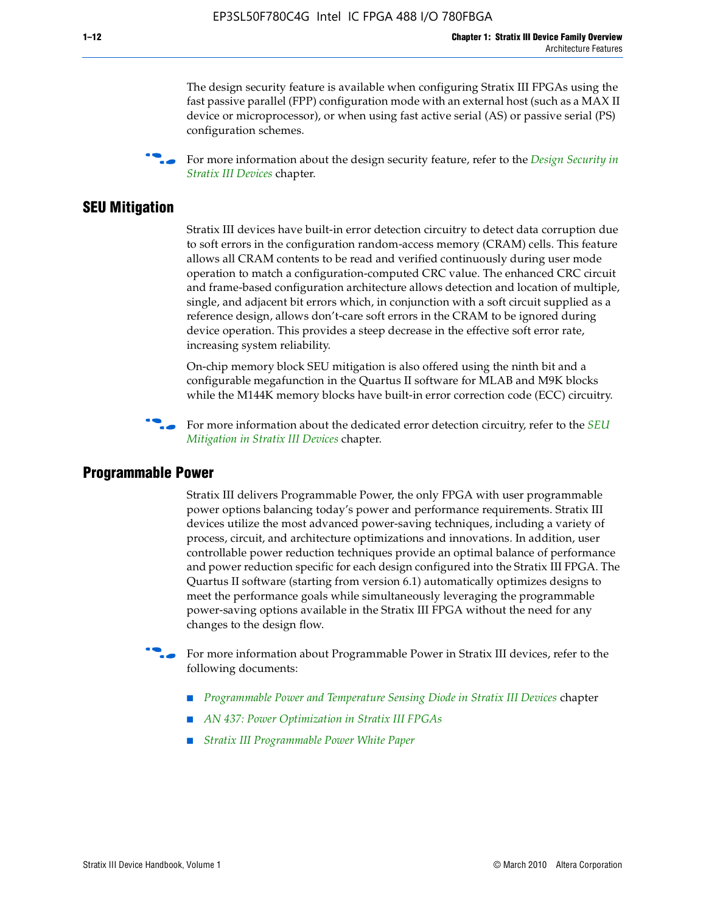The design security feature is available when configuring Stratix III FPGAs using the fast passive parallel (FPP) configuration mode with an external host (such as a MAX II device or microprocessor), or when using fast active serial (AS) or passive serial (PS) configuration schemes.

For more information about the design security feature, refer to the *Design Security in Stratix III Devices* chapter.

## SEU Mitigation

Stratix III devices have built-in error detection circuitry to detect data corruption due to soft errors in the configuration random-access memory (CRAM) cells. This feature allows all CRAM contents to be read and verified continuously during user mode operation to match a configuration-computed CRC value. The enhanced CRC circuit and frame-based configuration architecture allows detection and location of multiple, single, and adjacent bit errors which, in conjunction with a soft circuit supplied as a reference design, allows don't-care soft errors in the CRAM to be ignored during device operation. This provides a steep decrease in the effective soft error rate, increasing system reliability.

On-chip memory block SEU mitigation is also offered using the ninth bit and a configurable megafunction in the Quartus II software for MLAB and M9K blocks while the M144K memory blocks have built-in error correction code (ECC) circuitry.

For more information about the dedicated error detection circuitry, refer to the *SEU Mitigation in Stratix III Devices* chapter.

## Programmable Power

Stratix III delivers Programmable Power, the only FPGA with user programmable power options balancing today's power and performance requirements. Stratix III devices utilize the most advanced power-saving techniques, including a variety of process, circuit, and architecture optimizations and innovations. In addition, user controllable power reduction techniques provide an optimal balance of performance and power reduction specific for each design configured into the Stratix III FPGA. The Quartus II software (starting from version 6.1) automatically optimizes designs to meet the performance goals while simultaneously leveraging the programmable power-saving options available in the Stratix III FPGA without the need for any changes to the design flow.

For more information about Programmable Power in Stratix III devices, refer to the following documents:

- *Programmable Power and Temperature Sensing Diode in Stratix III Devices* chapter
- *AN 437: Power Optimization in Stratix III FPGAs*
- *Stratix III Programmable Power White Paper*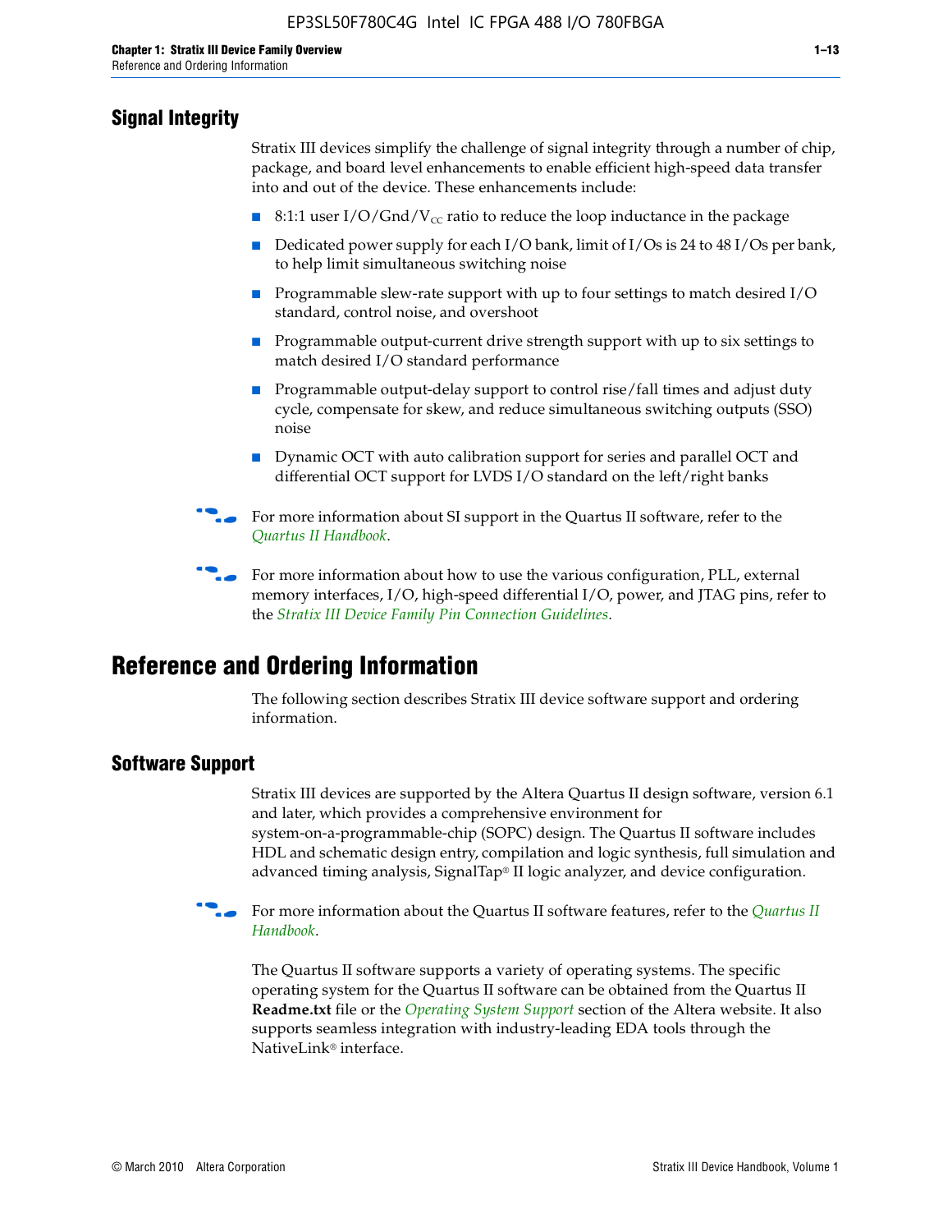## Signal Integrity

Stratix III devices simplify the challenge of signal integrity through a number of chip, package, and board level enhancements to enable efficient high-speed data transfer into and out of the device. These enhancements include:

- 8:1:1 user I/O/Gnd/$V_{CC}$ ratio to reduce the loop inductance in the package
- Dedicated power supply for each I/O bank, limit of I/Os is 24 to 48 I/Os per bank, to help limit simultaneous switching noise
- Programmable slew-rate support with up to four settings to match desired I/O standard, control noise, and overshoot
- Programmable output-current drive strength support with up to six settings to match desired I/O standard performance
- Programmable output-delay support to control rise/fall times and adjust duty cycle, compensate for skew, and reduce simultaneous switching outputs (SSO) noise
- Dynamic OCT with auto calibration support for series and parallel OCT and differential OCT support for LVDS I/O standard on the left/right banks

For more information about SI support in the Quartus II software, refer to the *Quartus II Handbook*.

For more information about how to use the various configuration, PLL, external memory interfaces, I/O, high-speed differential I/O, power, and JTAG pins, refer to the *Stratix III Device Family Pin Connection Guidelines*.

# Reference and Ordering Information

The following section describes Stratix III device software support and ordering information.

## Software Support

Stratix III devices are supported by the Altera Quartus II design software, version 6.1 and later, which provides a comprehensive environment for system-on-a-programmable-chip (SOPC) design. The Quartus II software includes HDL and schematic design entry, compilation and logic synthesis, full simulation and advanced timing analysis, SignalTap® II logic analyzer, and device configuration.

For more information about the Quartus II software features, refer to the *Quartus II Handbook*.

The Quartus II software supports a variety of operating systems. The specific operating system for the Quartus II software can be obtained from the Quartus II **Readme.txt** file or the *Operating System Support* section of the Altera website. It also supports seamless integration with industry-leading EDA tools through the NativeLink® interface.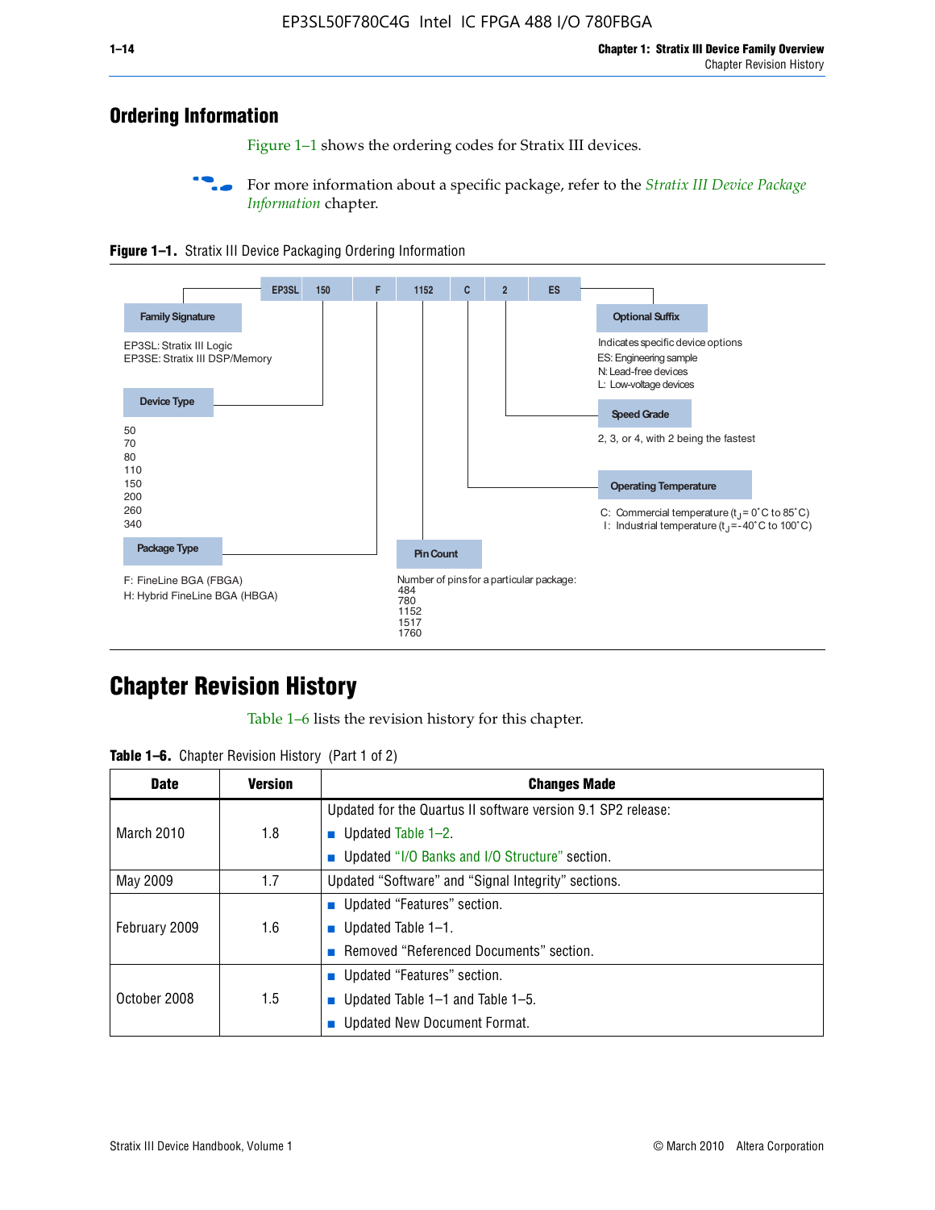## Ordering Information

Figure 1–1 shows the ordering codes for Stratix III devices.

For more information about a specific package, refer to the *Stratix III Device Package Information* chapter.

**Figure 1–1.** Stratix III Device Packaging Ordering Information

EP3SL | 150 | F | 1152 | C | 2 | ES

**Family Signature**

EP3SL: Stratix III Logic
EP3SE: Stratix III DSP/Memory

**Device Type**

50
70
80
110
150
200
260
340

**Package Type**

F: FineLine BGA (FBGA)
H: Hybrid FineLine BGA (HBGA)

**Pin Count**

Number of pins for a particular package:
484
780
1152
1517
1760

**Operating Temperature**

C: Commercial temperature ($t_J$ = 0°C to 85°C)
I: Industrial temperature ($t_J$ = -40°C to 100°C)

**Speed Grade**

2, 3, or 4, with 2 being the fastest

**Optional Suffix**

Indicates specific device options
ES: Engineering sample
N: Lead-free devices
L: Low-voltage devices

## Chapter Revision History

Table 1–6 lists the revision history for this chapter.

**Table 1–6.** Chapter Revision History (Part 1 of 2)

| Date | Version | Changes Made |
|---|---|---|
| March 2010 | 1.8 | Updated for the Quartus II software version 9.1 SP2 release:<br>■ Updated Table 1–2.<br>■ Updated "I/O Banks and I/O Structure" section. |
| May 2009 | 1.7 | Updated "Software" and "Signal Integrity" sections. |
| February 2009 | 1.6 | ■ Updated "Features" section.<br>■ Updated Table 1–1.<br>■ Removed "Referenced Documents" section. |
| October 2008 | 1.5 | ■ Updated "Features" section.<br>■ Updated Table 1–1 and Table 1–5.<br>■ Updated New Document Format. |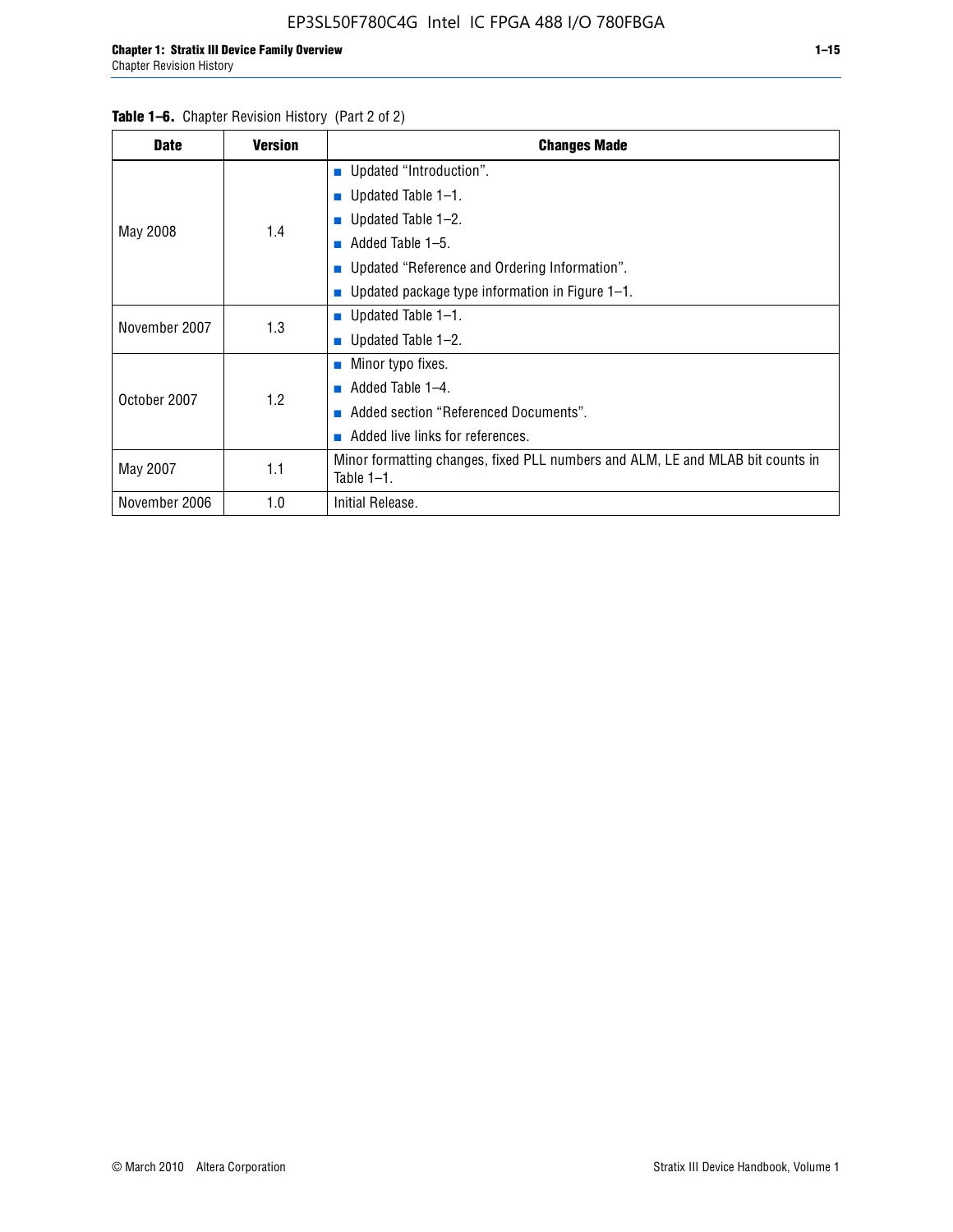**Table 1–6.** Chapter Revision History (Part 2 of 2)

| Date | Version | Changes Made |
|---|---|---|
| May 2008 | 1.4 | ■ Updated "Introduction". ■ Updated Table 1–1. ■ Updated Table 1–2. ■ Added Table 1–5. ■ Updated "Reference and Ordering Information". ■ Updated package type information in Figure 1–1. |
| November 2007 | 1.3 | ■ Updated Table 1–1. ■ Updated Table 1–2. |
| October 2007 | 1.2 | ■ Minor typo fixes. ■ Added Table 1–4. ■ Added section "Referenced Documents". ■ Added live links for references. |
| May 2007 | 1.1 | Minor formatting changes, fixed PLL numbers and ALM, LE and MLAB bit counts in Table 1–1. |
| November 2006 | 1.0 | Initial Release. |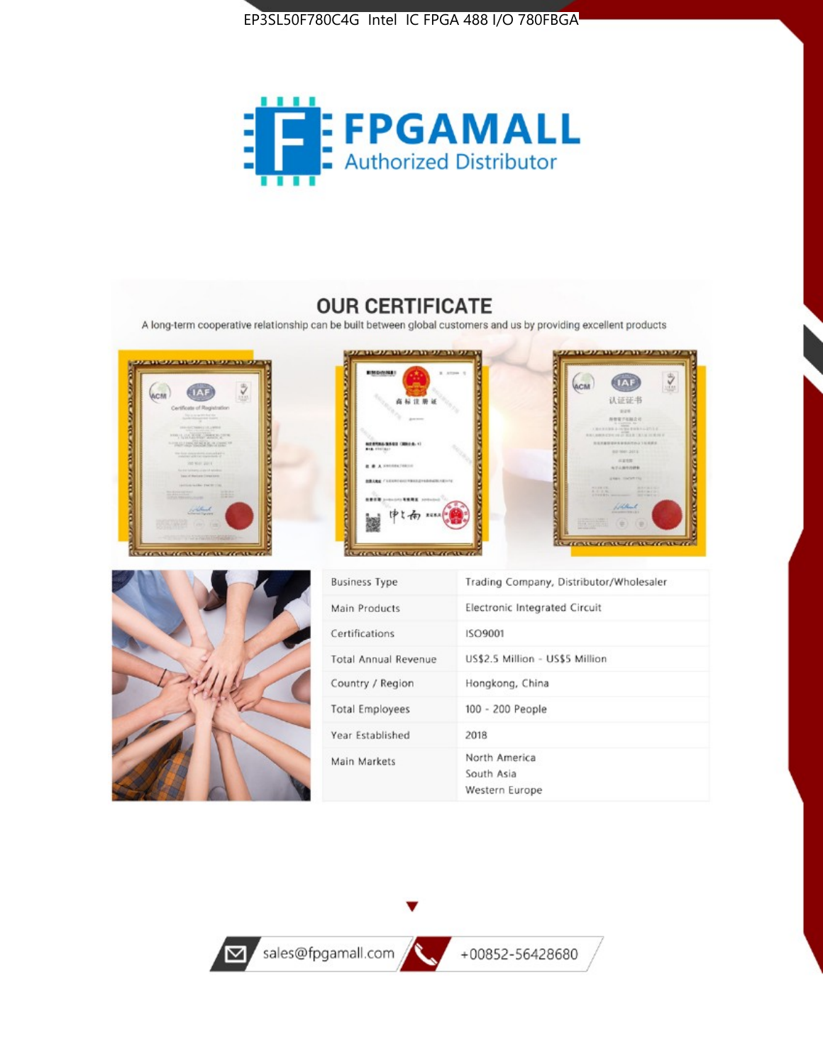FPGAMALL
Authorized Distributor

## OUR CERTIFICATE

A long-term cooperative relationship can be built between global customers and us by providing excellent products

| | |
|---|---|
| Business Type | Trading Company, Distributor/Wholesaler |
| Main Products | Electronic Integrated Circuit |
| Certifications | ISO9001 |
| Total Annual Revenue | US$2.5 Million - US$5 Million |
| Country / Region | Hongkong, China |
| Total Employees | 100 - 200 People |
| Year Established | 2018 |
| Main Markets | North America<br>South Asia<br>Western Europe |

sales@fpgamall.com

+00852-56428680